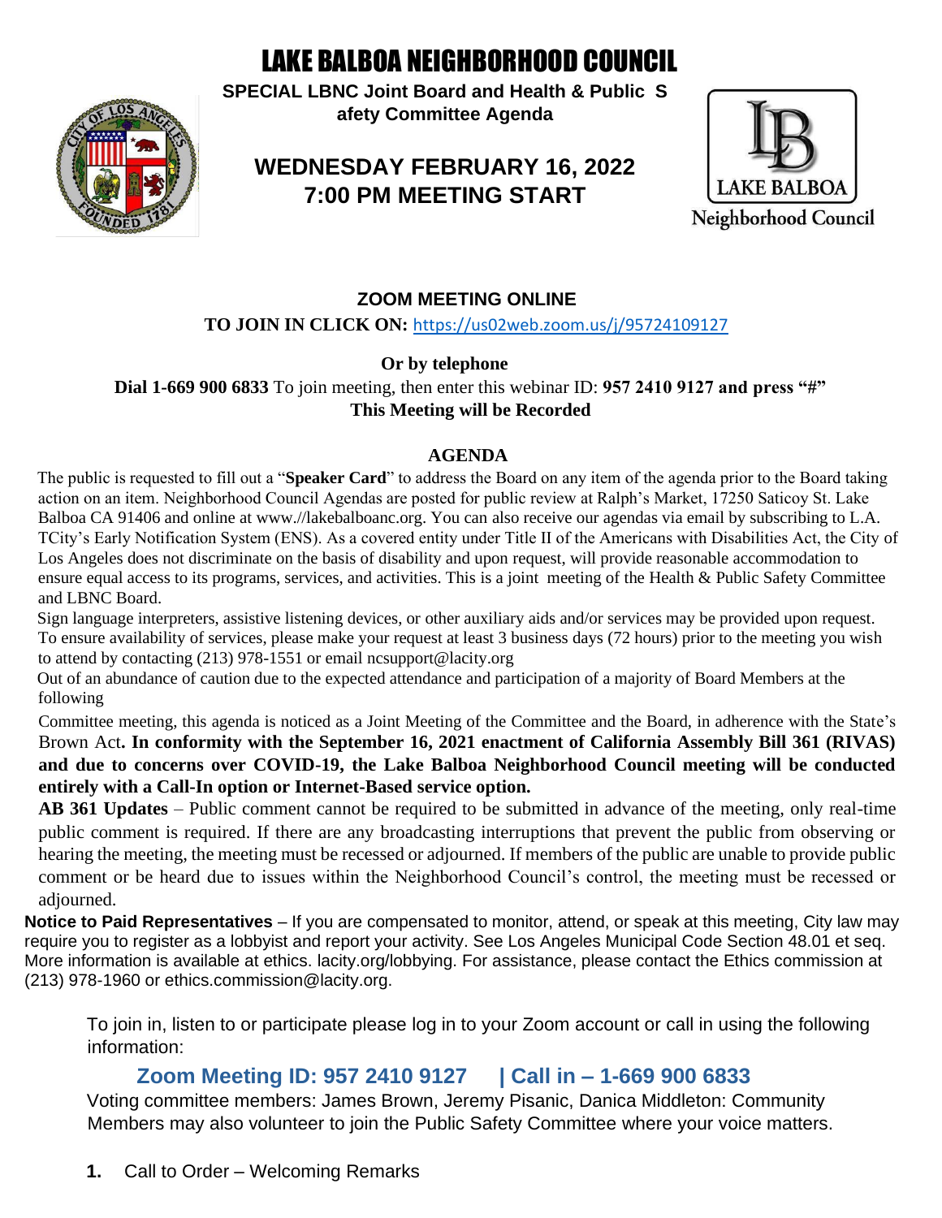# LAKE BALBOA NEIGHBORHOOD COUNCIL

**SPECIAL LBNC Joint Board and Health & Public S afety Committee Agenda**

## WEDNESDAY FEBRUARY 16, 2022
## 7:00 PM MEETING START

LAKE BALBOA
Neighborhood Council

**ZOOM MEETING ONLINE**

**TO JOIN IN CLICK ON:** https://us02web.zoom.us/j/95724109127

**Or by telephone**

**Dial 1-669 900 6833** To join meeting, then enter this webinar ID: **957 2410 9127 and press "#"**

**This Meeting will be Recorded**

**AGENDA**

The public is requested to fill out a "**Speaker Card**" to address the Board on any item of the agenda prior to the Board taking action on an item. Neighborhood Council Agendas are posted for public review at Ralph's Market, 17250 Saticoy St. Lake Balboa CA 91406 and online at www.//lakebalboanc.org. You can also receive our agendas via email by subscribing to L.A. TCity's Early Notification System (ENS). As a covered entity under Title II of the Americans with Disabilities Act, the City of Los Angeles does not discriminate on the basis of disability and upon request, will provide reasonable accommodation to ensure equal access to its programs, services, and activities. This is a joint meeting of the Health & Public Safety Committee and LBNC Board.

Sign language interpreters, assistive listening devices, or other auxiliary aids and/or services may be provided upon request. To ensure availability of services, please make your request at least 3 business days (72 hours) prior to the meeting you wish to attend by contacting (213) 978-1551 or email ncsupport@lacity.org

Out of an abundance of caution due to the expected attendance and participation of a majority of Board Members at the following

Committee meeting, this agenda is noticed as a Joint Meeting of the Committee and the Board, in adherence with the State's Brown Act**. In conformity with the September 16, 2021 enactment of California Assembly Bill 361 (RIVAS) and due to concerns over COVID-19, the Lake Balboa Neighborhood Council meeting will be conducted entirely with a Call-In option or Internet-Based service option.**

**AB 361 Updates** – Public comment cannot be required to be submitted in advance of the meeting, only real-time public comment is required. If there are any broadcasting interruptions that prevent the public from observing or hearing the meeting, the meeting must be recessed or adjourned. If members of the public are unable to provide public comment or be heard due to issues within the Neighborhood Council's control, the meeting must be recessed or adjourned.

**Notice to Paid Representatives** – If you are compensated to monitor, attend, or speak at this meeting, City law may require you to register as a lobbyist and report your activity. See Los Angeles Municipal Code Section 48.01 et seq. More information is available at ethics. lacity.org/lobbying. For assistance, please contact the Ethics commission at (213) 978-1960 or ethics.commission@lacity.org.

To join in, listen to or participate please log in to your Zoom account or call in using the following information:

**Zoom Meeting ID: 957 2410 9127 | Call in – 1-669 900 6833**

Voting committee members: James Brown, Jeremy Pisanic, Danica Middleton: Community Members may also volunteer to join the Public Safety Committee where your voice matters.

1. Call to Order – Welcoming Remarks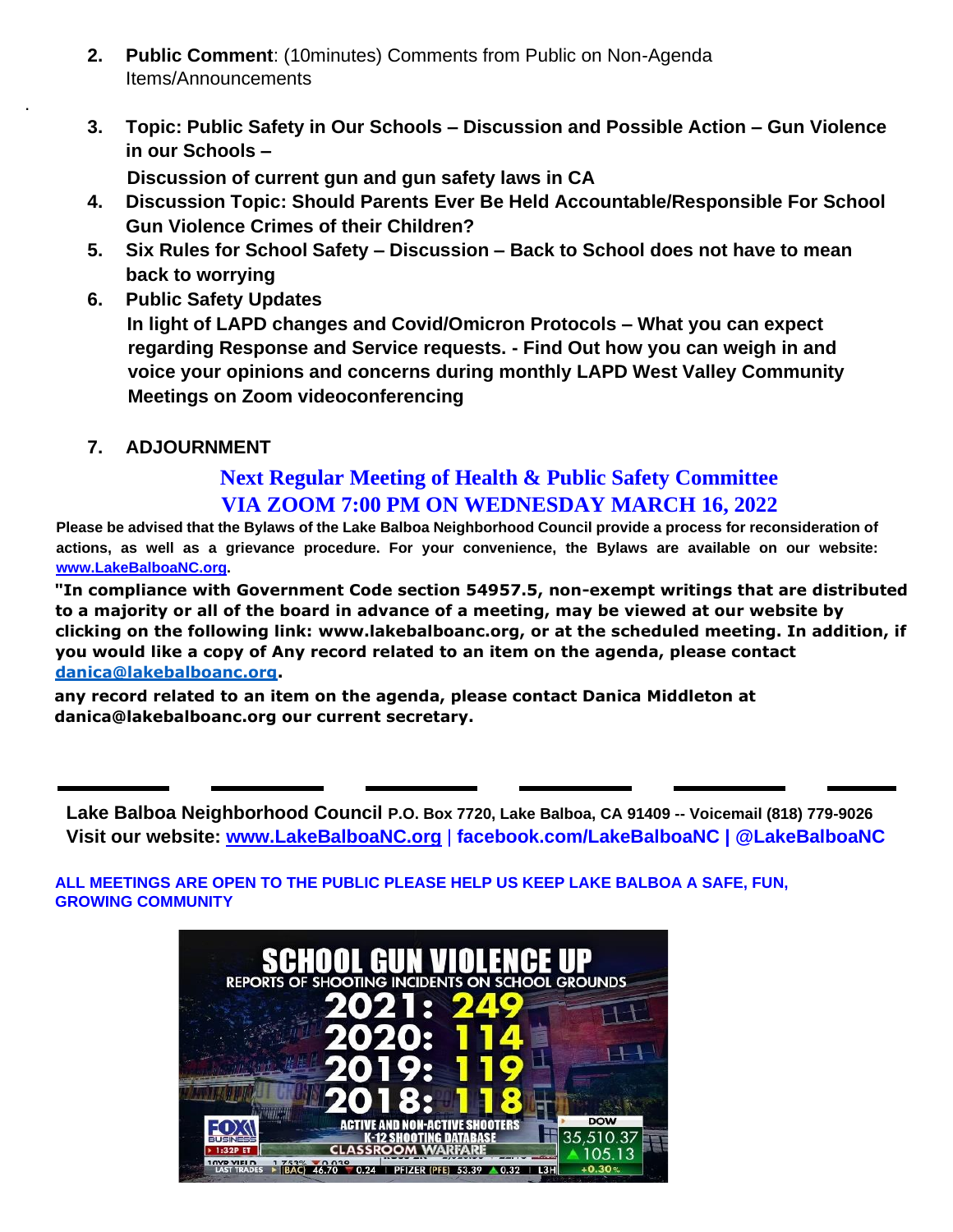2. **Public Comment**: (10minutes) Comments from Public on Non-Agenda Items/Announcements

.

3. **Topic: Public Safety in Our Schools – Discussion and Possible Action – Gun Violence in our Schools –**

   **Discussion of current gun and gun safety laws in CA**

4. **Discussion Topic: Should Parents Ever Be Held Accountable/Responsible For School Gun Violence Crimes of their Children?**

5. **Six Rules for School Safety – Discussion – Back to School does not have to mean back to worrying**

6. **Public Safety Updates**

   **In light of LAPD changes and Covid/Omicron Protocols – What you can expect regarding Response and Service requests. - Find Out how you can weigh in and voice your opinions and concerns during monthly LAPD West Valley Community Meetings on Zoom videoconferencing**

7. **ADJOURNMENT**

## Next Regular Meeting of Health & Public Safety Committee
## VIA ZOOM 7:00 PM ON WEDNESDAY MARCH 16, 2022

**Please be advised that the Bylaws of the Lake Balboa Neighborhood Council provide a process for reconsideration of actions, as well as a grievance procedure. For your convenience, the Bylaws are available on our website: www.LakeBalboaNC.org.**

**"In compliance with Government Code section 54957.5, non-exempt writings that are distributed to a majority or all of the board in advance of a meeting, may be viewed at our website by clicking on the following link: www.lakebalboanc.org, or at the scheduled meeting. In addition, if you would like a copy of Any record related to an item on the agenda, please contact danica@lakebalboanc.org.**

**any record related to an item on the agenda, please contact Danica Middleton at danica@lakebalboanc.org our current secretary.**

---

**Lake Balboa Neighborhood Council P.O. Box 7720, Lake Balboa, CA 91409 -- Voicemail (818) 779-9026**
**Visit our website: www.LakeBalboaNC.org | facebook.com/LakeBalboaNC | @LakeBalboaNC**

**ALL MEETINGS ARE OPEN TO THE PUBLIC PLEASE HELP US KEEP LAKE BALBOA A SAFE, FUN, GROWING COMMUNITY**

SCHOOL GUN VIOLENCE UP
REPORTS OF SHOOTING INCIDENTS ON SCHOOL GROUNDS
2021: 249
2020: 114
2019: 119
2018: 118
ACTIVE AND NON-ACTIVE SHOOTERS
K-12 SHOOTING DATABASE
CLASSROOM WARFARE